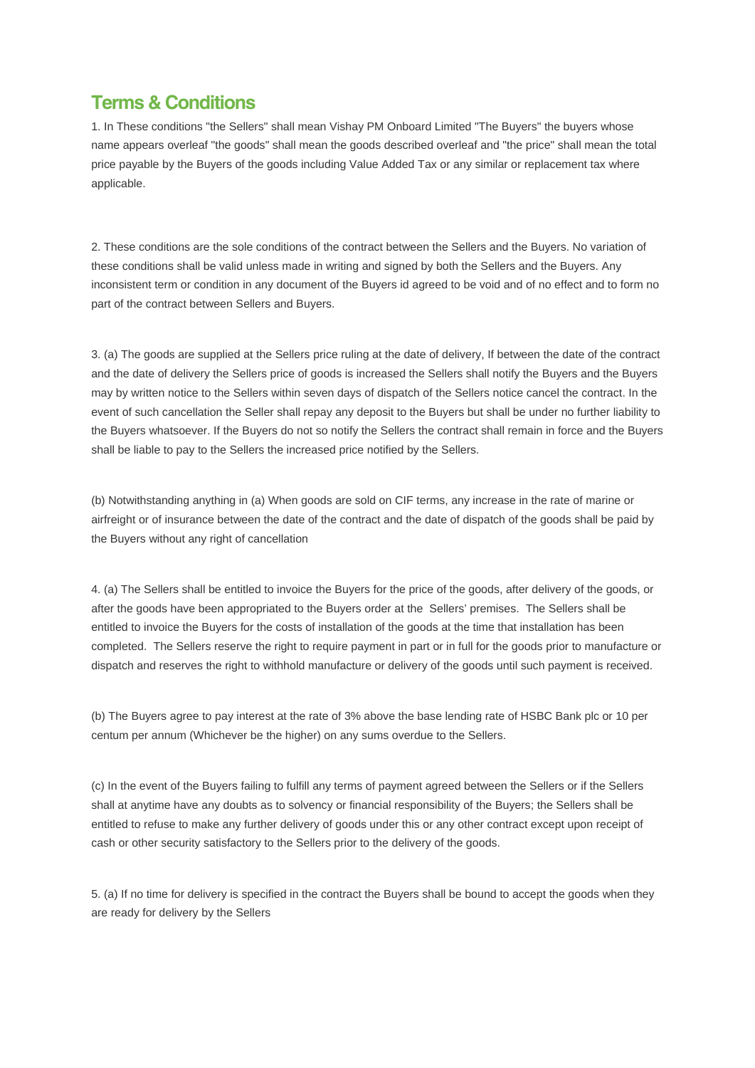# Terms & Conditions

1. In These conditions "the Sellers" shall mean Vishay PM Onboard Limited "The Buyers" the buyers whose name appears overleaf "the goods" shall mean the goods described overleaf and "the price" shall mean the total price payable by the Buyers of the goods including Value Added Tax or any similar or replacement tax where applicable.

2. These conditions are the sole conditions of the contract between the Sellers and the Buyers. No variation of these conditions shall be valid unless made in writing and signed by both the Sellers and the Buyers. Any inconsistent term or condition in any document of the Buyers id agreed to be void and of no effect and to form no part of the contract between Sellers and Buyers.

3. (a) The goods are supplied at the Sellers price ruling at the date of delivery, If between the date of the contract and the date of delivery the Sellers price of goods is increased the Sellers shall notify the Buyers and the Buyers may by written notice to the Sellers within seven days of dispatch of the Sellers notice cancel the contract. In the event of such cancellation the Seller shall repay any deposit to the Buyers but shall be under no further liability to the Buyers whatsoever. If the Buyers do not so notify the Sellers the contract shall remain in force and the Buyers shall be liable to pay to the Sellers the increased price notified by the Sellers.

(b) Notwithstanding anything in (a) When goods are sold on CIF terms, any increase in the rate of marine or airfreight or of insurance between the date of the contract and the date of dispatch of the goods shall be paid by the Buyers without any right of cancellation

4. (a) The Sellers shall be entitled to invoice the Buyers for the price of the goods, after delivery of the goods, or after the goods have been appropriated to the Buyers order at the Sellers' premises. The Sellers shall be entitled to invoice the Buyers for the costs of installation of the goods at the time that installation has been completed. The Sellers reserve the right to require payment in part or in full for the goods prior to manufacture or dispatch and reserves the right to withhold manufacture or delivery of the goods until such payment is received.

(b) The Buyers agree to pay interest at the rate of 3% above the base lending rate of HSBC Bank plc or 10 per centum per annum (Whichever be the higher) on any sums overdue to the Sellers.

(c) In the event of the Buyers failing to fulfill any terms of payment agreed between the Sellers or if the Sellers shall at anytime have any doubts as to solvency or financial responsibility of the Buyers; the Sellers shall be entitled to refuse to make any further delivery of goods under this or any other contract except upon receipt of cash or other security satisfactory to the Sellers prior to the delivery of the goods.

5. (a) If no time for delivery is specified in the contract the Buyers shall be bound to accept the goods when they are ready for delivery by the Sellers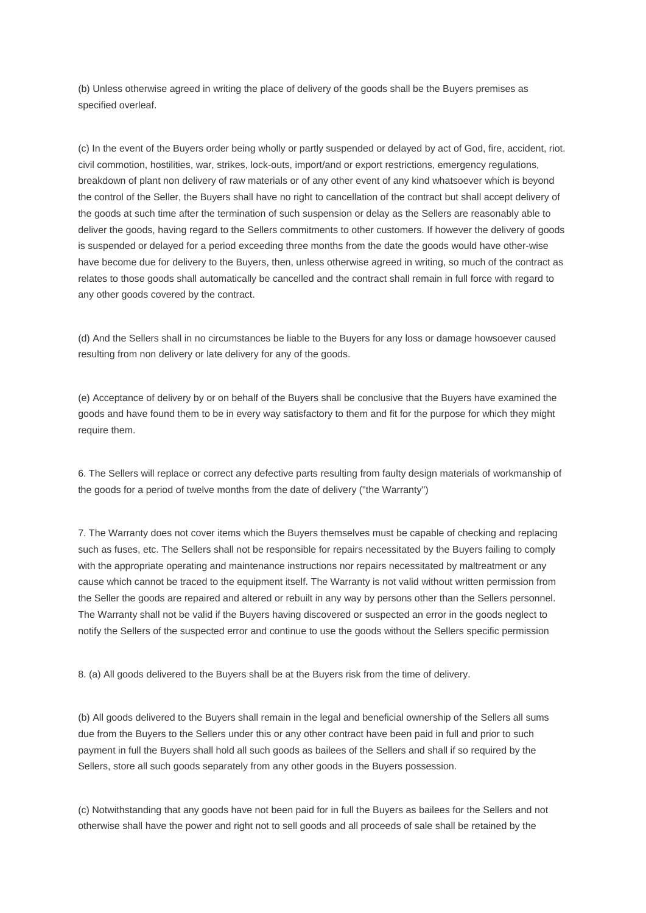(b) Unless otherwise agreed in writing the place of delivery of the goods shall be the Buyers premises as specified overleaf.

(c) In the event of the Buyers order being wholly or partly suspended or delayed by act of God, fire, accident, riot. civil commotion, hostilities, war, strikes, lock-outs, import/and or export restrictions, emergency regulations, breakdown of plant non delivery of raw materials or of any other event of any kind whatsoever which is beyond the control of the Seller, the Buyers shall have no right to cancellation of the contract but shall accept delivery of the goods at such time after the termination of such suspension or delay as the Sellers are reasonably able to deliver the goods, having regard to the Sellers commitments to other customers. If however the delivery of goods is suspended or delayed for a period exceeding three months from the date the goods would have other-wise have become due for delivery to the Buyers, then, unless otherwise agreed in writing, so much of the contract as relates to those goods shall automatically be cancelled and the contract shall remain in full force with regard to any other goods covered by the contract.

(d) And the Sellers shall in no circumstances be liable to the Buyers for any loss or damage howsoever caused resulting from non delivery or late delivery for any of the goods.

(e) Acceptance of delivery by or on behalf of the Buyers shall be conclusive that the Buyers have examined the goods and have found them to be in every way satisfactory to them and fit for the purpose for which they might require them.

6. The Sellers will replace or correct any defective parts resulting from faulty design materials of workmanship of the goods for a period of twelve months from the date of delivery ("the Warranty")

7. The Warranty does not cover items which the Buyers themselves must be capable of checking and replacing such as fuses, etc. The Sellers shall not be responsible for repairs necessitated by the Buyers failing to comply with the appropriate operating and maintenance instructions nor repairs necessitated by maltreatment or any cause which cannot be traced to the equipment itself. The Warranty is not valid without written permission from the Seller the goods are repaired and altered or rebuilt in any way by persons other than the Sellers personnel. The Warranty shall not be valid if the Buyers having discovered or suspected an error in the goods neglect to notify the Sellers of the suspected error and continue to use the goods without the Sellers specific permission

8. (a) All goods delivered to the Buyers shall be at the Buyers risk from the time of delivery.

(b) All goods delivered to the Buyers shall remain in the legal and beneficial ownership of the Sellers all sums due from the Buyers to the Sellers under this or any other contract have been paid in full and prior to such payment in full the Buyers shall hold all such goods as bailees of the Sellers and shall if so required by the Sellers, store all such goods separately from any other goods in the Buyers possession.

(c) Notwithstanding that any goods have not been paid for in full the Buyers as bailees for the Sellers and not otherwise shall have the power and right not to sell goods and all proceeds of sale shall be retained by the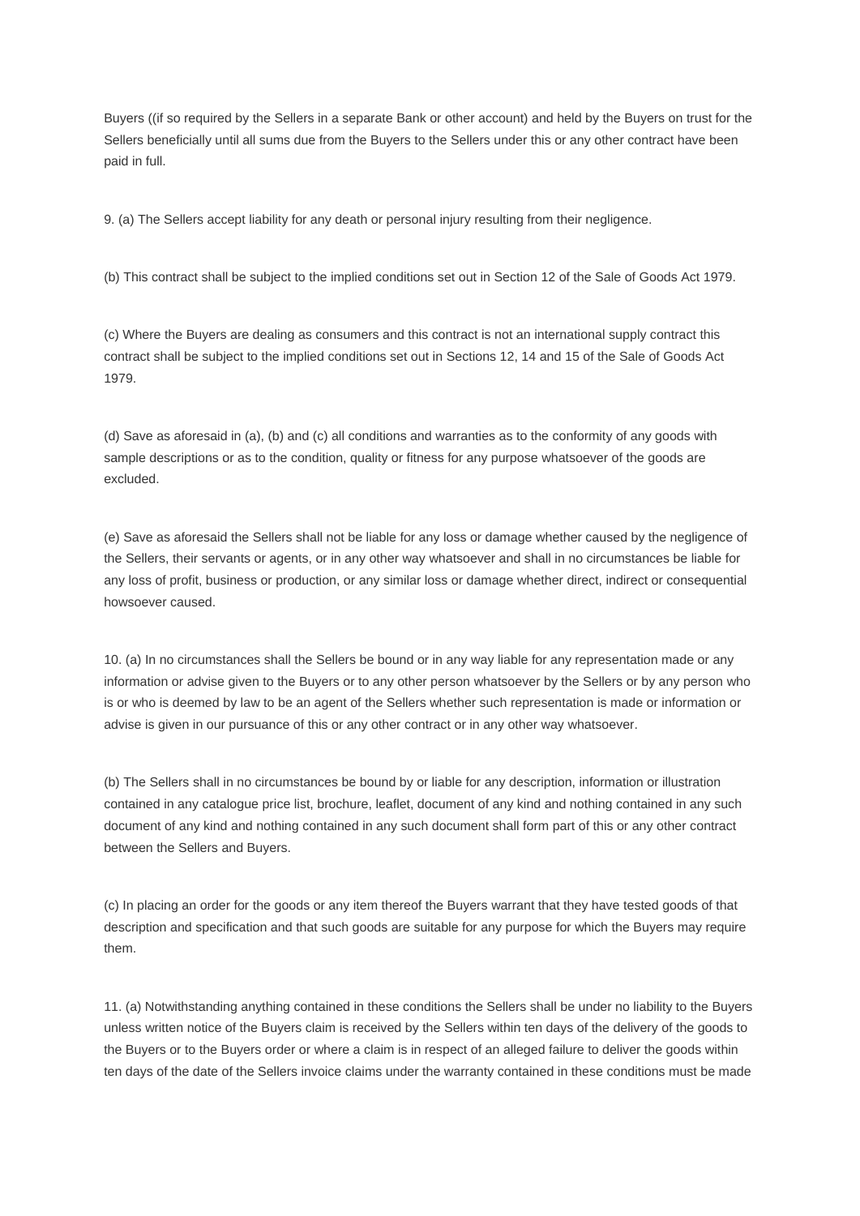Buyers ((if so required by the Sellers in a separate Bank or other account) and held by the Buyers on trust for the Sellers beneficially until all sums due from the Buyers to the Sellers under this or any other contract have been paid in full.

9. (a) The Sellers accept liability for any death or personal injury resulting from their negligence.

(b) This contract shall be subject to the implied conditions set out in Section 12 of the Sale of Goods Act 1979.

(c) Where the Buyers are dealing as consumers and this contract is not an international supply contract this contract shall be subject to the implied conditions set out in Sections 12, 14 and 15 of the Sale of Goods Act 1979.

(d) Save as aforesaid in (a), (b) and (c) all conditions and warranties as to the conformity of any goods with sample descriptions or as to the condition, quality or fitness for any purpose whatsoever of the goods are excluded.

(e) Save as aforesaid the Sellers shall not be liable for any loss or damage whether caused by the negligence of the Sellers, their servants or agents, or in any other way whatsoever and shall in no circumstances be liable for any loss of profit, business or production, or any similar loss or damage whether direct, indirect or consequential howsoever caused.

10. (a) In no circumstances shall the Sellers be bound or in any way liable for any representation made or any information or advise given to the Buyers or to any other person whatsoever by the Sellers or by any person who is or who is deemed by law to be an agent of the Sellers whether such representation is made or information or advise is given in our pursuance of this or any other contract or in any other way whatsoever.

(b) The Sellers shall in no circumstances be bound by or liable for any description, information or illustration contained in any catalogue price list, brochure, leaflet, document of any kind and nothing contained in any such document of any kind and nothing contained in any such document shall form part of this or any other contract between the Sellers and Buyers.

(c) In placing an order for the goods or any item thereof the Buyers warrant that they have tested goods of that description and specification and that such goods are suitable for any purpose for which the Buyers may require them.

11. (a) Notwithstanding anything contained in these conditions the Sellers shall be under no liability to the Buyers unless written notice of the Buyers claim is received by the Sellers within ten days of the delivery of the goods to the Buyers or to the Buyers order or where a claim is in respect of an alleged failure to deliver the goods within ten days of the date of the Sellers invoice claims under the warranty contained in these conditions must be made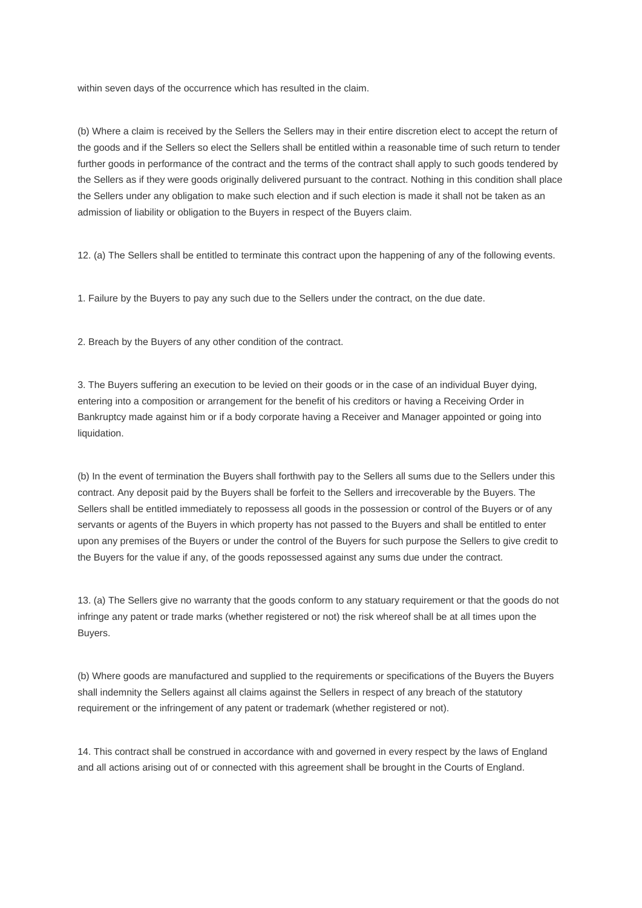within seven days of the occurrence which has resulted in the claim.

(b) Where a claim is received by the Sellers the Sellers may in their entire discretion elect to accept the return of the goods and if the Sellers so elect the Sellers shall be entitled within a reasonable time of such return to tender further goods in performance of the contract and the terms of the contract shall apply to such goods tendered by the Sellers as if they were goods originally delivered pursuant to the contract. Nothing in this condition shall place the Sellers under any obligation to make such election and if such election is made it shall not be taken as an admission of liability or obligation to the Buyers in respect of the Buyers claim.

12. (a) The Sellers shall be entitled to terminate this contract upon the happening of any of the following events.

1. Failure by the Buyers to pay any such due to the Sellers under the contract, on the due date.

2. Breach by the Buyers of any other condition of the contract.

3. The Buyers suffering an execution to be levied on their goods or in the case of an individual Buyer dying, entering into a composition or arrangement for the benefit of his creditors or having a Receiving Order in Bankruptcy made against him or if a body corporate having a Receiver and Manager appointed or going into liquidation.

(b) In the event of termination the Buyers shall forthwith pay to the Sellers all sums due to the Sellers under this contract. Any deposit paid by the Buyers shall be forfeit to the Sellers and irrecoverable by the Buyers. The Sellers shall be entitled immediately to repossess all goods in the possession or control of the Buyers or of any servants or agents of the Buyers in which property has not passed to the Buyers and shall be entitled to enter upon any premises of the Buyers or under the control of the Buyers for such purpose the Sellers to give credit to the Buyers for the value if any, of the goods repossessed against any sums due under the contract.

13. (a) The Sellers give no warranty that the goods conform to any statuary requirement or that the goods do not infringe any patent or trade marks (whether registered or not) the risk whereof shall be at all times upon the Buyers.

(b) Where goods are manufactured and supplied to the requirements or specifications of the Buyers the Buyers shall indemnity the Sellers against all claims against the Sellers in respect of any breach of the statutory requirement or the infringement of any patent or trademark (whether registered or not).

14. This contract shall be construed in accordance with and governed in every respect by the laws of England and all actions arising out of or connected with this agreement shall be brought in the Courts of England.